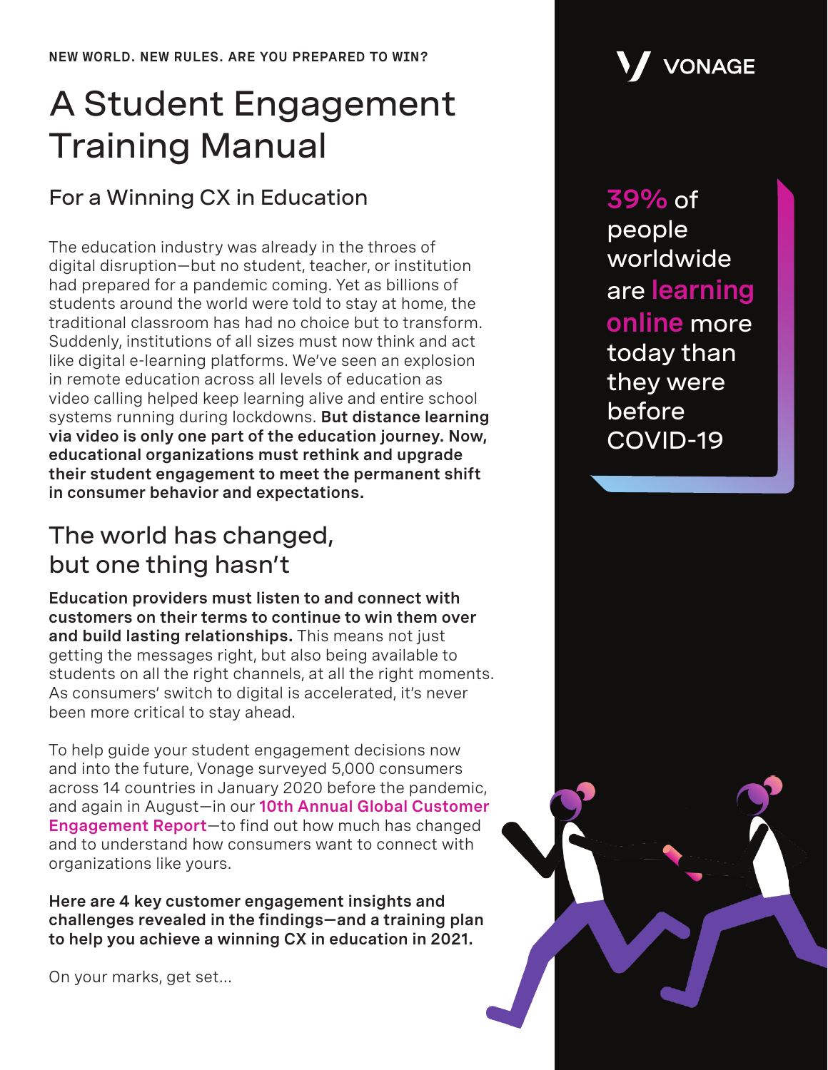NEW WORLD. NEW RULES. ARE YOU PREPARED TO WIN?

# A Student Engagement Training Manual

## For a Winning CX in Education

The education industry was already in the throes of digital disruption—but no student, teacher, or institution had prepared for a pandemic coming. Yet as billions of students around the world were told to stay at home, the traditional classroom has had no choice but to transform. Suddenly, institutions of all sizes must now think and act like digital e-learning platforms. We've seen an explosion in remote education across all levels of education as video calling helped keep learning alive and entire school systems running during lockdowns. **But distance learning via video is only one part of the education journey. Now, educational organizations must rethink and upgrade their student engagement to meet the permanent shift in consumer behavior and expectations.**

**39%** of people worldwide are **learning online** more today than they were before COVID-19

## The world has changed, but one thing hasn't

**Education providers must listen to and connect with customers on their terms to continue to win them over and build lasting relationships.** This means not just getting the messages right, but also being available to students on all the right channels, at all the right moments. As consumers' switch to digital is accelerated, it's never been more critical to stay ahead.

To help guide your student engagement decisions now and into the future, Vonage surveyed 5,000 consumers across 14 countries in January 2020 before the pandemic, and again in August—in our **10th Annual Global Customer Engagement Report**—to find out how much has changed and to understand how consumers want to connect with organizations like yours.

**Here are 4 key customer engagement insights and challenges revealed in the findings—and a training plan to help you achieve a winning CX in education in 2021.**

On your marks, get set...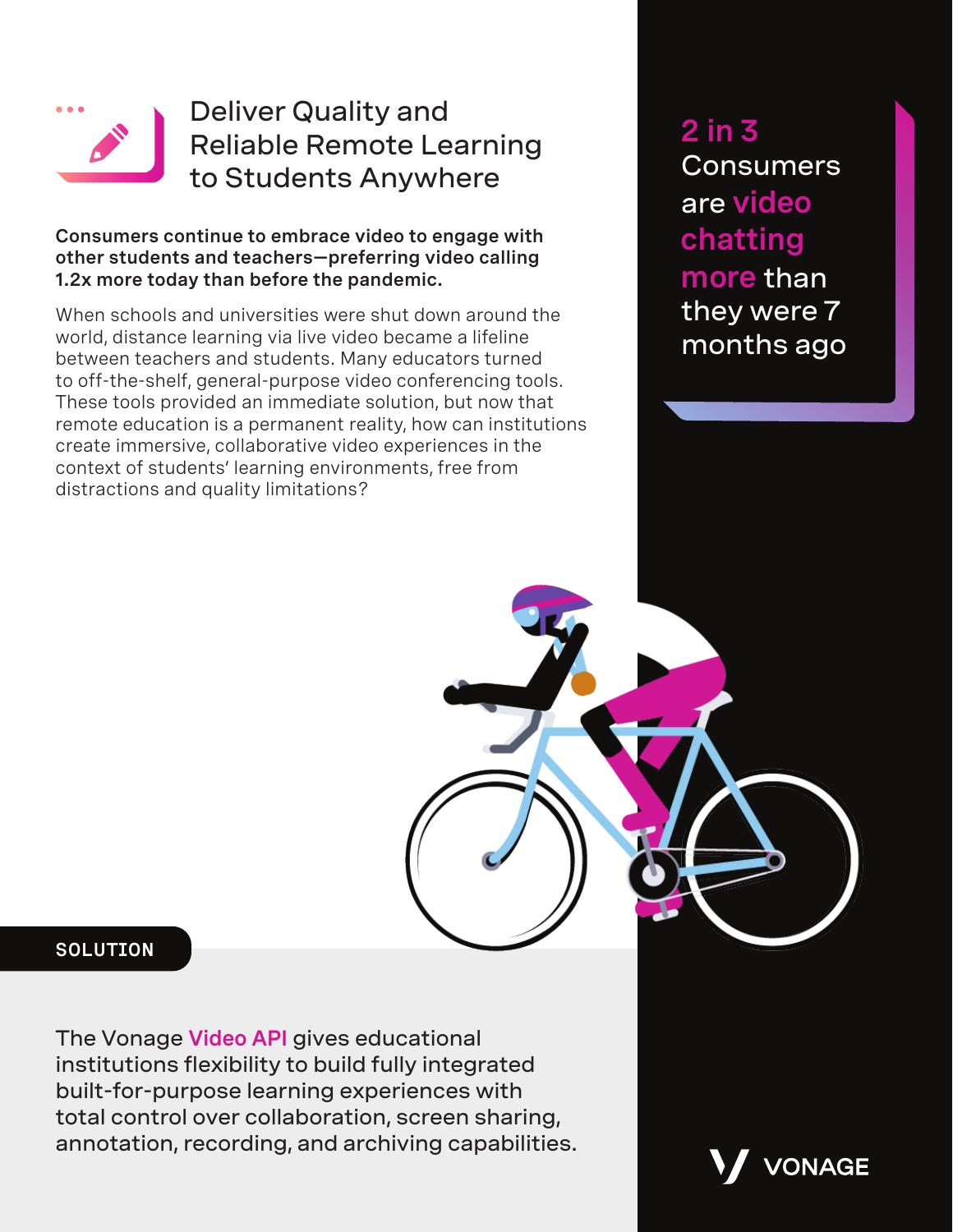## Deliver Quality and Reliable Remote Learning to Students Anywhere

**Consumers continue to embrace video to engage with other students and teachers—preferring video calling 1.2x more today than before the pandemic.**

When schools and universities were shut down around the world, distance learning via live video became a lifeline between teachers and students. Many educators turned to off-the-shelf, general-purpose video conferencing tools. These tools provided an immediate solution, but now that remote education is a permanent reality, how can institutions create immersive, collaborative video experiences in the context of students' learning environments, free from distractions and quality limitations?

**2 in 3** Consumers are **video chatting more** than they were 7 months ago

**SOLUTION**

The Vonage **Video API** gives educational institutions flexibility to build fully integrated built-for-purpose learning experiences with total control over collaboration, screen sharing, annotation, recording, and archiving capabilities.

VONAGE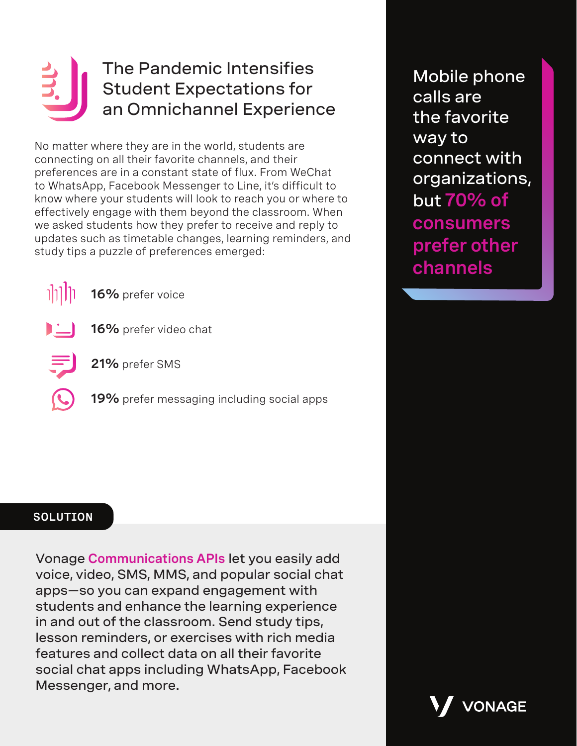## The Pandemic Intensifies Student Expectations for an Omnichannel Experience

No matter where they are in the world, students are connecting on all their favorite channels, and their preferences are in a constant state of flux. From WeChat to WhatsApp, Facebook Messenger to Line, it's difficult to know where your students will look to reach you or where to effectively engage with them beyond the classroom. When we asked students how they prefer to receive and reply to updates such as timetable changes, learning reminders, and study tips a puzzle of preferences emerged:

- **16%** prefer voice
- **16%** prefer video chat
- **21%** prefer SMS
- **19%** prefer messaging including social apps

Mobile phone calls are the favorite way to connect with organizations, but **70% of consumers prefer other channels**

**SOLUTION**

Vonage **Communications APIs** let you easily add voice, video, SMS, MMS, and popular social chat apps—so you can expand engagement with students and enhance the learning experience in and out of the classroom. Send study tips, lesson reminders, or exercises with rich media features and collect data on all their favorite social chat apps including WhatsApp, Facebook Messenger, and more.

VONAGE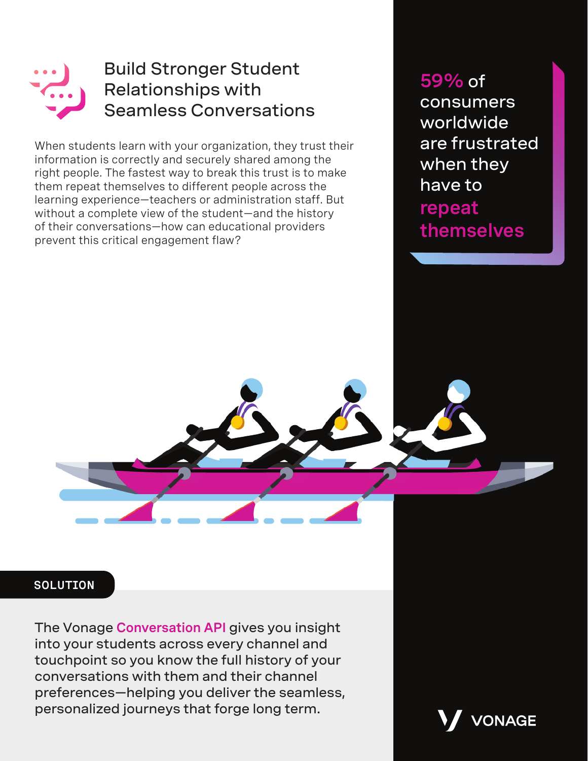# Build Stronger Student Relationships with Seamless Conversations

When students learn with your organization, they trust their information is correctly and securely shared among the right people. The fastest way to break this trust is to make them repeat themselves to different people across the learning experience—teachers or administration staff. But without a complete view of the student—and the history of their conversations—how can educational providers prevent this critical engagement flaw?

**59%** of consumers worldwide are frustrated when they have to **repeat themselves**

**SOLUTION**

The Vonage **Conversation API** gives you insight into your students across every channel and touchpoint so you know the full history of your conversations with them and their channel preferences—helping you deliver the seamless, personalized journeys that forge long term.

VONAGE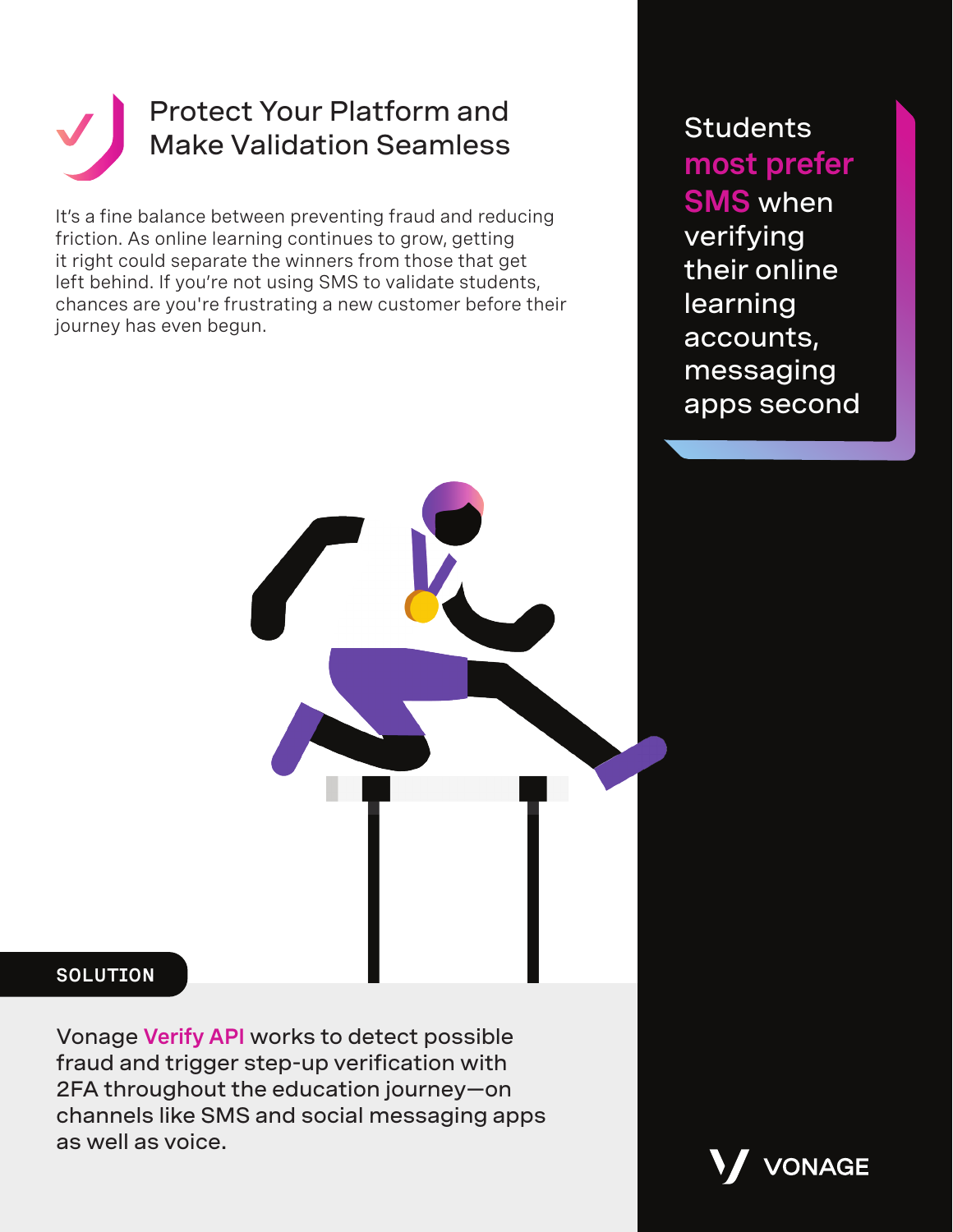# Protect Your Platform and Make Validation Seamless

It's a fine balance between preventing fraud and reducing friction. As online learning continues to grow, getting it right could separate the winners from those that get left behind. If you're not using SMS to validate students, chances are you're frustrating a new customer before their journey has even begun.

Students **most prefer SMS** when verifying their online learning accounts, messaging apps second

## SOLUTION

Vonage **Verify API** works to detect possible fraud and trigger step-up verification with 2FA throughout the education journey—on channels like SMS and social messaging apps as well as voice.

VONAGE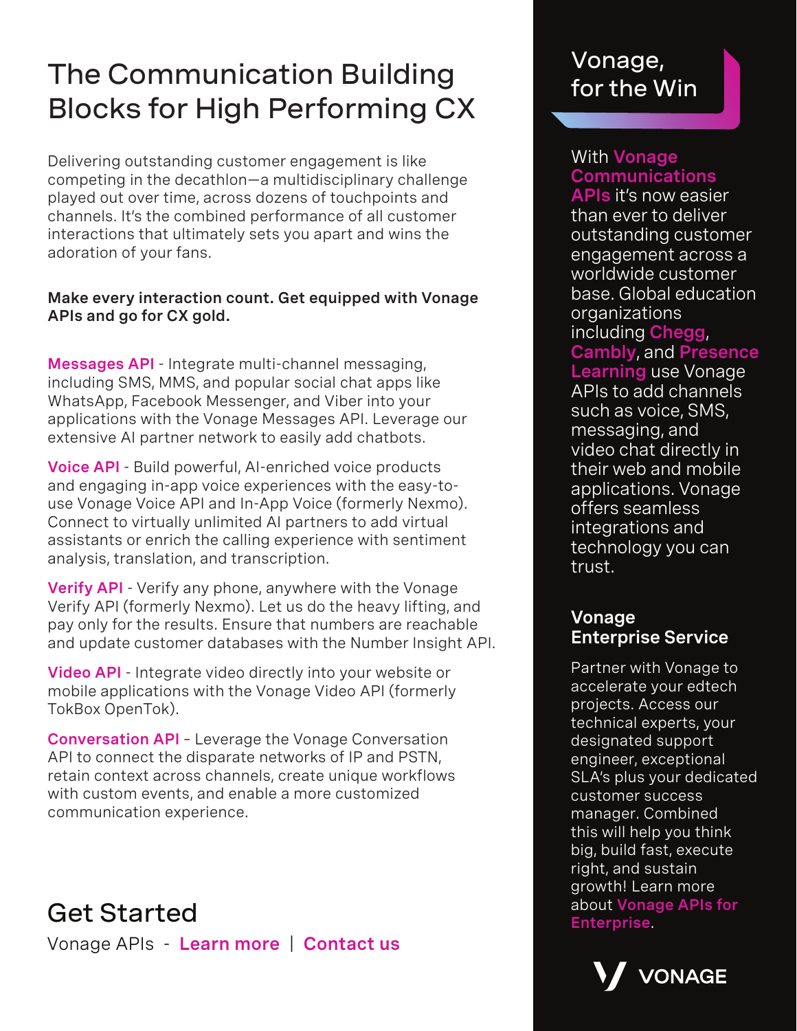# The Communication Building Blocks for High Performing CX

Delivering outstanding customer engagement is like competing in the decathlon—a multidisciplinary challenge played out over time, across dozens of touchpoints and channels. It's the combined performance of all customer interactions that ultimately sets you apart and wins the adoration of your fans.

**Make every interaction count. Get equipped with Vonage APIs and go for CX gold.**

**Messages API** - Integrate multi-channel messaging, including SMS, MMS, and popular social chat apps like WhatsApp, Facebook Messenger, and Viber into your applications with the Vonage Messages API. Leverage our extensive AI partner network to easily add chatbots.

**Voice API** - Build powerful, AI-enriched voice products and engaging in-app voice experiences with the easy-to-use Vonage Voice API and In-App Voice (formerly Nexmo). Connect to virtually unlimited AI partners to add virtual assistants or enrich the calling experience with sentiment analysis, translation, and transcription.

**Verify API** - Verify any phone, anywhere with the Vonage Verify API (formerly Nexmo). Let us do the heavy lifting, and pay only for the results. Ensure that numbers are reachable and update customer databases with the Number Insight API.

**Video API** - Integrate video directly into your website or mobile applications with the Vonage Video API (formerly TokBox OpenTok).

**Conversation API** - Leverage the Vonage Conversation API to connect the disparate networks of IP and PSTN, retain context across channels, create unique workflows with custom events, and enable a more customized communication experience.

## Get Started

Vonage APIs - **Learn more** | **Contact us**

## Vonage, for the Win

With **Vonage Communications APIs** it's now easier than ever to deliver outstanding customer engagement across a worldwide customer base. Global education organizations including **Chegg**, **Cambly**, and **Presence Learning** use Vonage APIs to add channels such as voice, SMS, messaging, and video chat directly in their web and mobile applications. Vonage offers seamless integrations and technology you can trust.

### Vonage Enterprise Service

Partner with Vonage to accelerate your edtech projects. Access our technical experts, your designated support engineer, exceptional SLA's plus your dedicated customer success manager. Combined this will help you think big, build fast, execute right, and sustain growth! Learn more about **Vonage APIs for Enterprise**.

VONAGE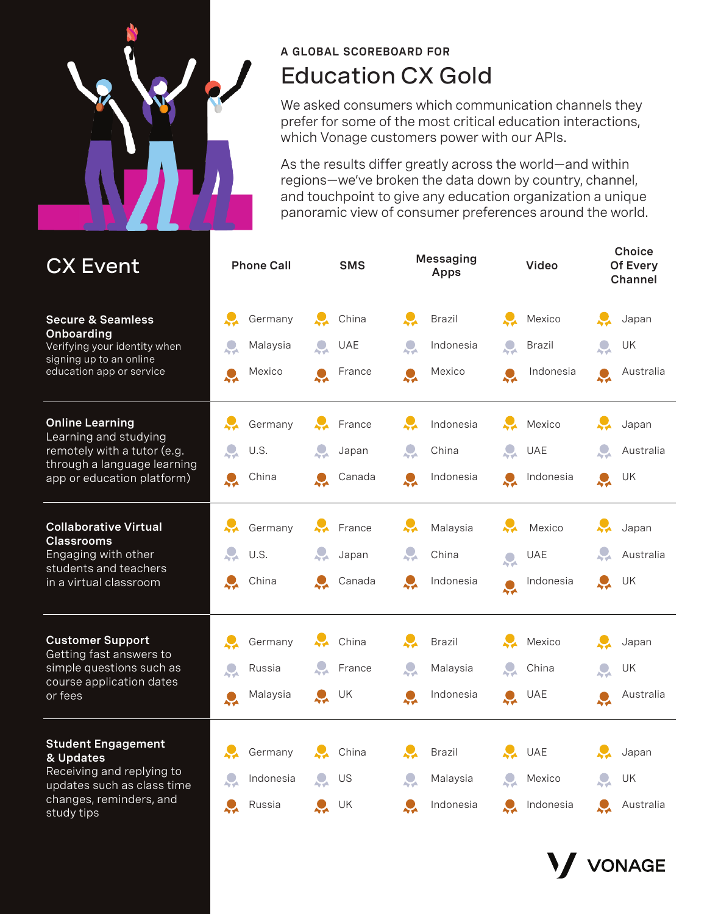A GLOBAL SCOREBOARD FOR

# Education CX Gold

We asked consumers which communication channels they prefer for some of the most critical education interactions, which Vonage customers power with our APIs.

As the results differ greatly across the world—and within regions—we've broken the data down by country, channel, and touchpoint to give any education organization a unique panoramic view of consumer preferences around the world.

| CX Event | Phone Call | SMS | Messaging Apps | Video | Choice Of Every Channel |
|---|---|---|---|---|---|
| **Secure & Seamless Onboarding** Verifying your identity when signing up to an online education app or service | Germany<br>Malaysia<br>Mexico | China<br>UAE<br>France | Brazil<br>Indonesia<br>Mexico | Mexico<br>Brazil<br>Indonesia | Japan<br>UK<br>Australia |
| **Online Learning** Learning and studying remotely with a tutor (e.g. through a language learning app or education platform) | Germany<br>U.S.<br>China | France<br>Japan<br>Canada | Indonesia<br>China<br>Indonesia | Mexico<br>UAE<br>Indonesia | Japan<br>Australia<br>UK |
| **Collaborative Virtual Classrooms** Engaging with other students and teachers in a virtual classroom | Germany<br>U.S.<br>China | France<br>Japan<br>Canada | Malaysia<br>China<br>Indonesia | Mexico<br>UAE<br>Indonesia | Japan<br>Australia<br>UK |
| **Customer Support** Getting fast answers to simple questions such as course application dates or fees | Germany<br>Russia<br>Malaysia | China<br>France<br>UK | Brazil<br>Malaysia<br>Indonesia | Mexico<br>China<br>UAE | Japan<br>UK<br>Australia |
| **Student Engagement & Updates** Receiving and replying to updates such as class time changes, reminders, and study tips | Germany<br>Indonesia<br>Russia | China<br>US<br>UK | Brazil<br>Malaysia<br>Indonesia | UAE<br>Mexico<br>Indonesia | Japan<br>UK<br>Australia |

VONAGE